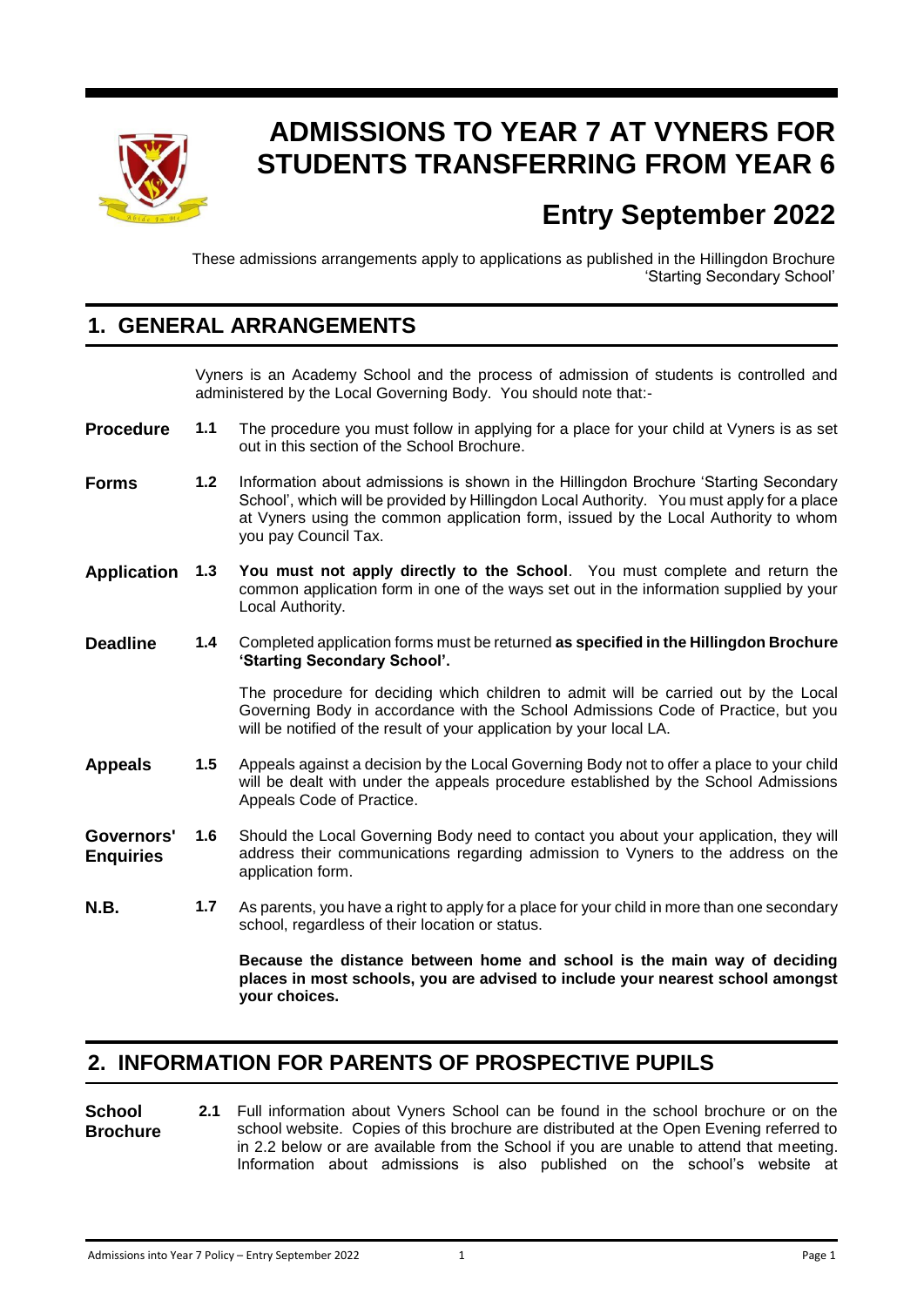# ADMISSIONS TO YEAR 7 AT VYNERS FOR STUDENTS TRANSFERRING FROM YEAR 6

## Entry September 2022

These admissions arrangements apply to applications as published in the Hillingdon Brochure 'Starting Secondary School'

## 1. GENERAL ARRANGEMENTS

Vyners is an Academy School and the process of admission of students is controlled and administered by the Local Governing Body. You should note that:-

**Procedure** 1.1 The procedure you must follow in applying for a place for your child at Vyners is as set out in this section of the School Brochure.

**Forms** 1.2 Information about admissions is shown in the Hillingdon Brochure 'Starting Secondary School', which will be provided by Hillingdon Local Authority. You must apply for a place at Vyners using the common application form, issued by the Local Authority to whom you pay Council Tax.

**Application** 1.3 **You must not apply directly to the School**. You must complete and return the common application form in one of the ways set out in the information supplied by your Local Authority.

**Deadline** 1.4 Completed application forms must be returned **as specified in the Hillingdon Brochure 'Starting Secondary School'.**

The procedure for deciding which children to admit will be carried out by the Local Governing Body in accordance with the School Admissions Code of Practice, but you will be notified of the result of your application by your local LA.

**Appeals** 1.5 Appeals against a decision by the Local Governing Body not to offer a place to your child will be dealt with under the appeals procedure established by the School Admissions Appeals Code of Practice.

**Governors' Enquiries** 1.6 Should the Local Governing Body need to contact you about your application, they will address their communications regarding admission to Vyners to the address on the application form.

**N.B.** 1.7 As parents, you have a right to apply for a place for your child in more than one secondary school, regardless of their location or status.

**Because the distance between home and school is the main way of deciding places in most schools, you are advised to include your nearest school amongst your choices.**

## 2. INFORMATION FOR PARENTS OF PROSPECTIVE PUPILS

**School Brochure** 2.1 Full information about Vyners School can be found in the school brochure or on the school website. Copies of this brochure are distributed at the Open Evening referred to in 2.2 below or are available from the School if you are unable to attend that meeting. Information about admissions is also published on the school's website at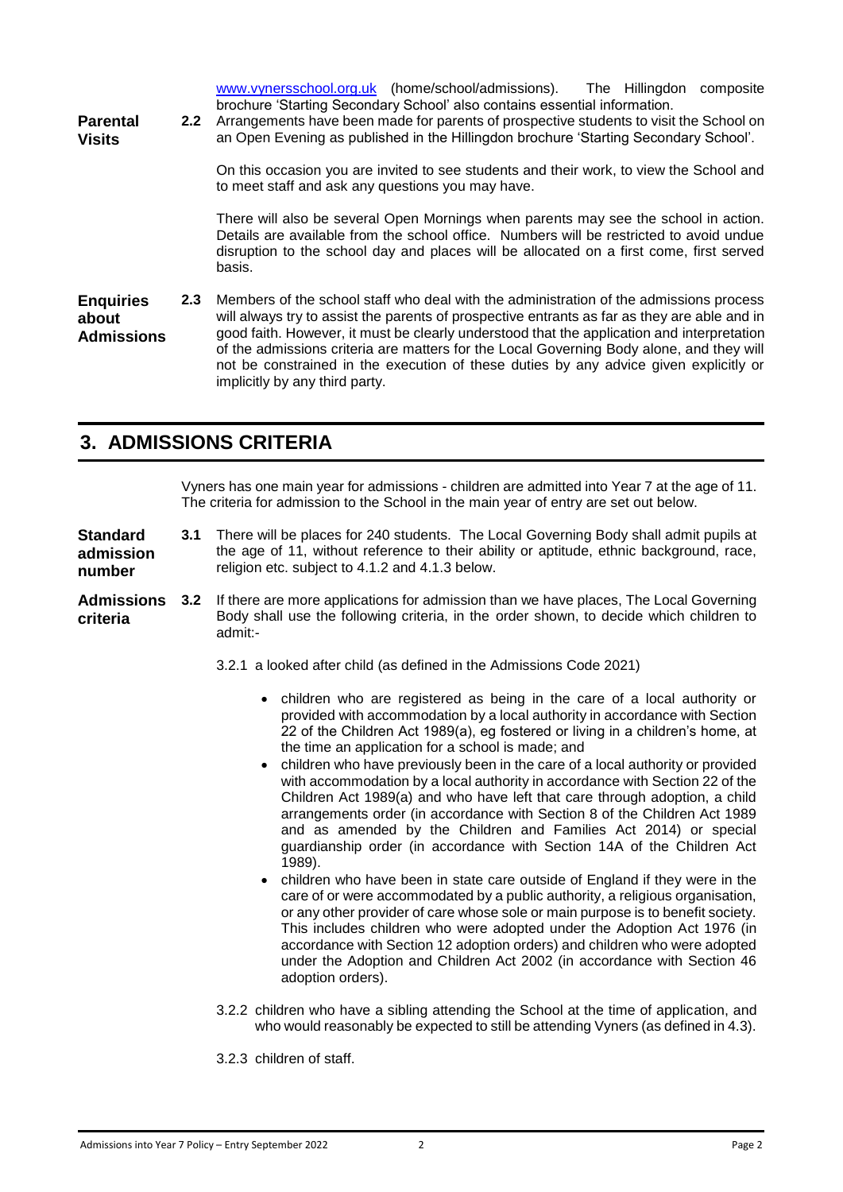www.vynersschool.org.uk (home/school/admissions). The Hillingdon composite brochure 'Starting Secondary School' also contains essential information.

**Parental Visits**

**2.2** Arrangements have been made for parents of prospective students to visit the School on an Open Evening as published in the Hillingdon brochure 'Starting Secondary School'.

On this occasion you are invited to see students and their work, to view the School and to meet staff and ask any questions you may have.

There will also be several Open Mornings when parents may see the school in action. Details are available from the school office. Numbers will be restricted to avoid undue disruption to the school day and places will be allocated on a first come, first served basis.

**Enquiries about Admissions**

**2.3** Members of the school staff who deal with the administration of the admissions process will always try to assist the parents of prospective entrants as far as they are able and in good faith. However, it must be clearly understood that the application and interpretation of the admissions criteria are matters for the Local Governing Body alone, and they will not be constrained in the execution of these duties by any advice given explicitly or implicitly by any third party.

## 3. ADMISSIONS CRITERIA

Vyners has one main year for admissions - children are admitted into Year 7 at the age of 11. The criteria for admission to the School in the main year of entry are set out below.

**Standard admission number**

**3.1** There will be places for 240 students. The Local Governing Body shall admit pupils at the age of 11, without reference to their ability or aptitude, ethnic background, race, religion etc. subject to 4.1.2 and 4.1.3 below.

**Admissions criteria**

**3.2** If there are more applications for admission than we have places, The Local Governing Body shall use the following criteria, in the order shown, to decide which children to admit:-

3.2.1 a looked after child (as defined in the Admissions Code 2021)

- children who are registered as being in the care of a local authority or provided with accommodation by a local authority in accordance with Section 22 of the Children Act 1989(a), eg fostered or living in a children's home, at the time an application for a school is made; and
- children who have previously been in the care of a local authority or provided with accommodation by a local authority in accordance with Section 22 of the Children Act 1989(a) and who have left that care through adoption, a child arrangements order (in accordance with Section 8 of the Children Act 1989 and as amended by the Children and Families Act 2014) or special guardianship order (in accordance with Section 14A of the Children Act 1989).
- children who have been in state care outside of England if they were in the care of or were accommodated by a public authority, a religious organisation, or any other provider of care whose sole or main purpose is to benefit society. This includes children who were adopted under the Adoption Act 1976 (in accordance with Section 12 adoption orders) and children who were adopted under the Adoption and Children Act 2002 (in accordance with Section 46 adoption orders).

3.2.2 children who have a sibling attending the School at the time of application, and who would reasonably be expected to still be attending Vyners (as defined in 4.3).

3.2.3 children of staff.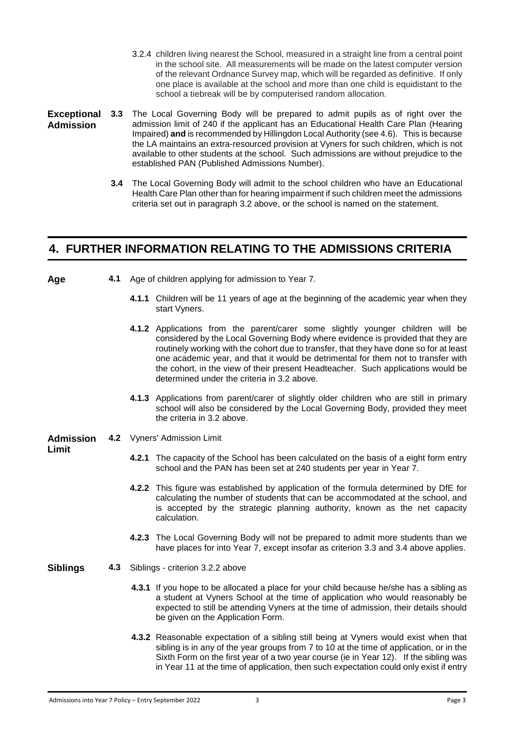3.2.4 children living nearest the School, measured in a straight line from a central point in the school site. All measurements will be made on the latest computer version of the relevant Ordnance Survey map, which will be regarded as definitive. If only one place is available at the school and more than one child is equidistant to the school a tiebreak will be by computerised random allocation.

**Exceptional Admission**

**3.3** The Local Governing Body will be prepared to admit pupils as of right over the admission limit of 240 if the applicant has an Educational Health Care Plan (Hearing Impaired) **and** is recommended by Hillingdon Local Authority (see 4.6). This is because the LA maintains an extra-resourced provision at Vyners for such children, which is not available to other students at the school. Such admissions are without prejudice to the established PAN (Published Admissions Number).

**3.4** The Local Governing Body will admit to the school children who have an Educational Health Care Plan other than for hearing impairment if such children meet the admissions criteria set out in paragraph 3.2 above, or the school is named on the statement.

## 4. FURTHER INFORMATION RELATING TO THE ADMISSIONS CRITERIA

**Age**

**4.1** Age of children applying for admission to Year 7.

**4.1.1** Children will be 11 years of age at the beginning of the academic year when they start Vyners.

**4.1.2** Applications from the parent/carer some slightly younger children will be considered by the Local Governing Body where evidence is provided that they are routinely working with the cohort due to transfer, that they have done so for at least one academic year, and that it would be detrimental for them not to transfer with the cohort, in the view of their present Headteacher. Such applications would be determined under the criteria in 3.2 above.

**4.1.3** Applications from parent/carer of slightly older children who are still in primary school will also be considered by the Local Governing Body, provided they meet the criteria in 3.2 above.

**Admission Limit**

**4.2** Vyners' Admission Limit

**4.2.1** The capacity of the School has been calculated on the basis of a eight form entry school and the PAN has been set at 240 students per year in Year 7.

**4.2.2** This figure was established by application of the formula determined by DfE for calculating the number of students that can be accommodated at the school, and is accepted by the strategic planning authority, known as the net capacity calculation.

**4.2.3** The Local Governing Body will not be prepared to admit more students than we have places for into Year 7, except insofar as criterion 3.3 and 3.4 above applies.

**Siblings**

**4.3** Siblings - criterion 3.2.2 above

**4.3.1** If you hope to be allocated a place for your child because he/she has a sibling as a student at Vyners School at the time of application who would reasonably be expected to still be attending Vyners at the time of admission, their details should be given on the Application Form.

**4.3.2** Reasonable expectation of a sibling still being at Vyners would exist when that sibling is in any of the year groups from 7 to 10 at the time of application, or in the Sixth Form on the first year of a two year course (ie in Year 12). If the sibling was in Year 11 at the time of application, then such expectation could only exist if entry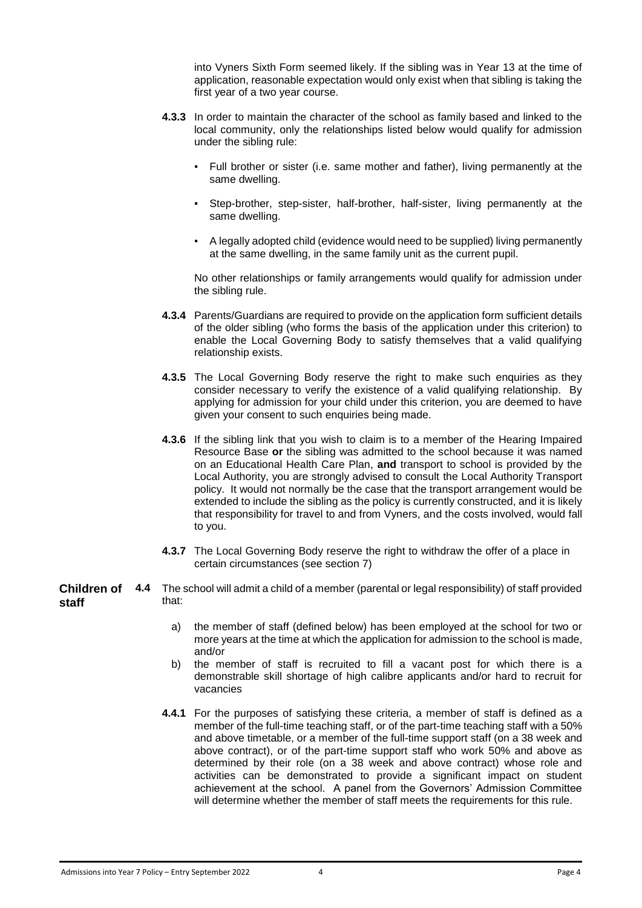into Vyners Sixth Form seemed likely. If the sibling was in Year 13 at the time of application, reasonable expectation would only exist when that sibling is taking the first year of a two year course.

**4.3.3** In order to maintain the character of the school as family based and linked to the local community, only the relationships listed below would qualify for admission under the sibling rule:

- Full brother or sister (i.e. same mother and father), living permanently at the same dwelling.
- Step-brother, step-sister, half-brother, half-sister, living permanently at the same dwelling.
- A legally adopted child (evidence would need to be supplied) living permanently at the same dwelling, in the same family unit as the current pupil.

No other relationships or family arrangements would qualify for admission under the sibling rule.

**4.3.4** Parents/Guardians are required to provide on the application form sufficient details of the older sibling (who forms the basis of the application under this criterion) to enable the Local Governing Body to satisfy themselves that a valid qualifying relationship exists.

**4.3.5** The Local Governing Body reserve the right to make such enquiries as they consider necessary to verify the existence of a valid qualifying relationship. By applying for admission for your child under this criterion, you are deemed to have given your consent to such enquiries being made.

**4.3.6** If the sibling link that you wish to claim is to a member of the Hearing Impaired Resource Base **or** the sibling was admitted to the school because it was named on an Educational Health Care Plan, **and** transport to school is provided by the Local Authority, you are strongly advised to consult the Local Authority Transport policy. It would not normally be the case that the transport arrangement would be extended to include the sibling as the policy is currently constructed, and it is likely that responsibility for travel to and from Vyners, and the costs involved, would fall to you.

**4.3.7** The Local Governing Body reserve the right to withdraw the offer of a place in certain circumstances (see section 7)

**Children of staff**

**4.4** The school will admit a child of a member (parental or legal responsibility) of staff provided that:

a) the member of staff (defined below) has been employed at the school for two or more years at the time at which the application for admission to the school is made, and/or

b) the member of staff is recruited to fill a vacant post for which there is a demonstrable skill shortage of high calibre applicants and/or hard to recruit for vacancies

**4.4.1** For the purposes of satisfying these criteria, a member of staff is defined as a member of the full-time teaching staff, or of the part-time teaching staff with a 50% and above timetable, or a member of the full-time support staff (on a 38 week and above contract), or of the part-time support staff who work 50% and above as determined by their role (on a 38 week and above contract) whose role and activities can be demonstrated to provide a significant impact on student achievement at the school. A panel from the Governors' Admission Committee will determine whether the member of staff meets the requirements for this rule.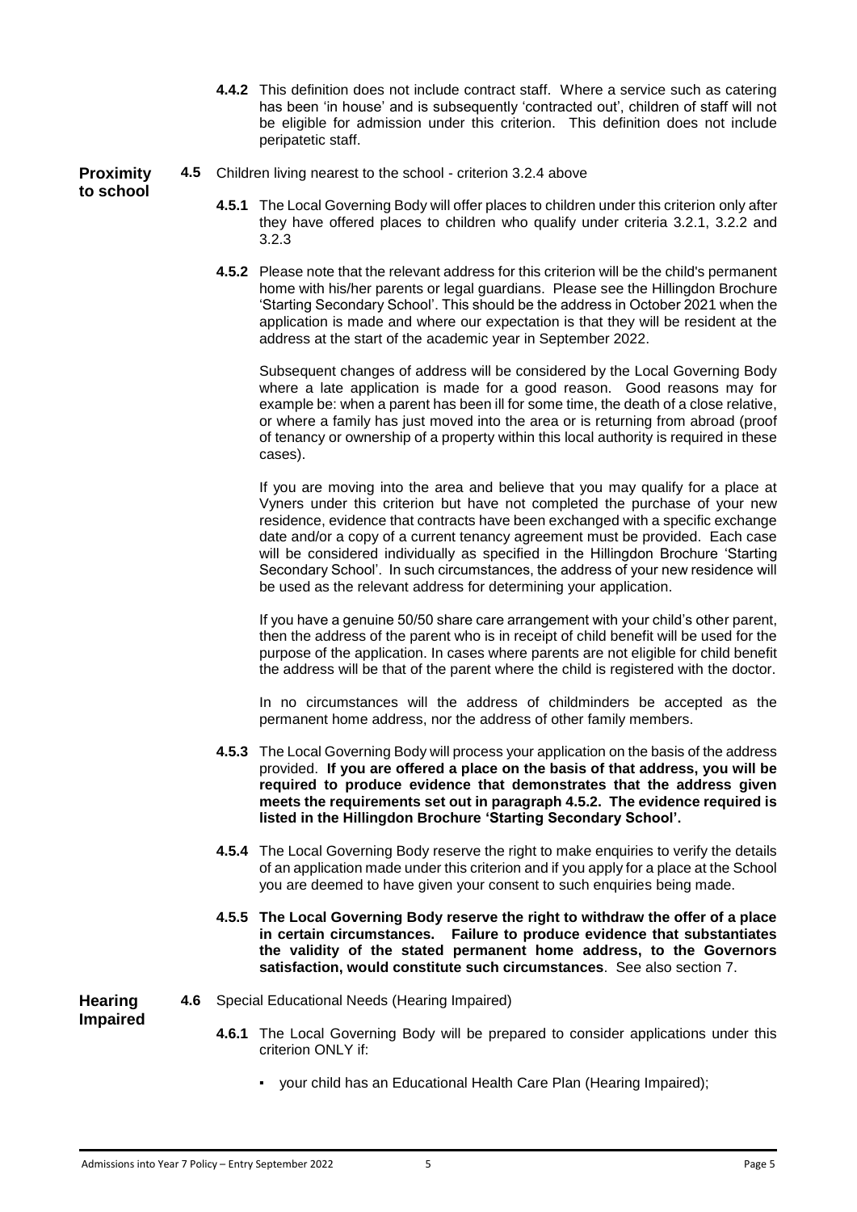**4.4.2** This definition does not include contract staff. Where a service such as catering has been 'in house' and is subsequently 'contracted out', children of staff will not be eligible for admission under this criterion. This definition does not include peripatetic staff.

**Proximity to school**

**4.5** Children living nearest to the school - criterion 3.2.4 above

**4.5.1** The Local Governing Body will offer places to children under this criterion only after they have offered places to children who qualify under criteria 3.2.1, 3.2.2 and 3.2.3

**4.5.2** Please note that the relevant address for this criterion will be the child's permanent home with his/her parents or legal guardians. Please see the Hillingdon Brochure 'Starting Secondary School'. This should be the address in October 2021 when the application is made and where our expectation is that they will be resident at the address at the start of the academic year in September 2022.

Subsequent changes of address will be considered by the Local Governing Body where a late application is made for a good reason. Good reasons may for example be: when a parent has been ill for some time, the death of a close relative, or where a family has just moved into the area or is returning from abroad (proof of tenancy or ownership of a property within this local authority is required in these cases).

If you are moving into the area and believe that you may qualify for a place at Vyners under this criterion but have not completed the purchase of your new residence, evidence that contracts have been exchanged with a specific exchange date and/or a copy of a current tenancy agreement must be provided. Each case will be considered individually as specified in the Hillingdon Brochure 'Starting Secondary School'. In such circumstances, the address of your new residence will be used as the relevant address for determining your application.

If you have a genuine 50/50 share care arrangement with your child's other parent, then the address of the parent who is in receipt of child benefit will be used for the purpose of the application. In cases where parents are not eligible for child benefit the address will be that of the parent where the child is registered with the doctor.

In no circumstances will the address of childminders be accepted as the permanent home address, nor the address of other family members.

**4.5.3** The Local Governing Body will process your application on the basis of the address provided. **If you are offered a place on the basis of that address, you will be required to produce evidence that demonstrates that the address given meets the requirements set out in paragraph 4.5.2. The evidence required is listed in the Hillingdon Brochure 'Starting Secondary School'.**

**4.5.4** The Local Governing Body reserve the right to make enquiries to verify the details of an application made under this criterion and if you apply for a place at the School you are deemed to have given your consent to such enquiries being made.

**4.5.5 The Local Governing Body reserve the right to withdraw the offer of a place in certain circumstances. Failure to produce evidence that substantiates the validity of the stated permanent home address, to the Governors satisfaction, would constitute such circumstances**. See also section 7.

**Hearing Impaired**

**4.6** Special Educational Needs (Hearing Impaired)

**4.6.1** The Local Governing Body will be prepared to consider applications under this criterion ONLY if:

- your child has an Educational Health Care Plan (Hearing Impaired);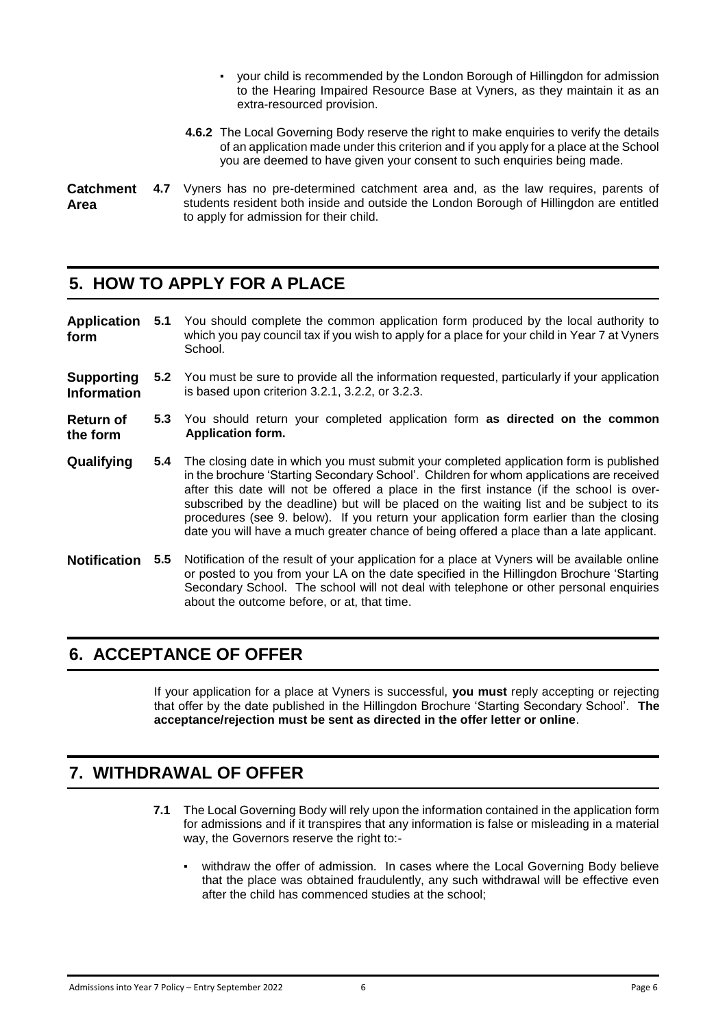- your child is recommended by the London Borough of Hillingdon for admission to the Hearing Impaired Resource Base at Vyners, as they maintain it as an extra-resourced provision.

**4.6.2** The Local Governing Body reserve the right to make enquiries to verify the details of an application made under this criterion and if you apply for a place at the School you are deemed to have given your consent to such enquiries being made.

**Catchment Area**

**4.7** Vyners has no pre-determined catchment area and, as the law requires, parents of students resident both inside and outside the London Borough of Hillingdon are entitled to apply for admission for their child.

## 5. HOW TO APPLY FOR A PLACE

**Application form**

**5.1** You should complete the common application form produced by the local authority to which you pay council tax if you wish to apply for a place for your child in Year 7 at Vyners School.

**Supporting Information**

**5.2** You must be sure to provide all the information requested, particularly if your application is based upon criterion 3.2.1, 3.2.2, or 3.2.3.

**Return of the form**

**5.3** You should return your completed application form **as directed on the common Application form.**

**Qualifying**

**5.4** The closing date in which you must submit your completed application form is published in the brochure 'Starting Secondary School'. Children for whom applications are received after this date will not be offered a place in the first instance (if the school is over-subscribed by the deadline) but will be placed on the waiting list and be subject to its procedures (see 9. below). If you return your application form earlier than the closing date you will have a much greater chance of being offered a place than a late applicant.

**Notification**

**5.5** Notification of the result of your application for a place at Vyners will be available online or posted to you from your LA on the date specified in the Hillingdon Brochure 'Starting Secondary School. The school will not deal with telephone or other personal enquiries about the outcome before, or at, that time.

## 6. ACCEPTANCE OF OFFER

If your application for a place at Vyners is successful, **you must** reply accepting or rejecting that offer by the date published in the Hillingdon Brochure 'Starting Secondary School'. **The acceptance/rejection must be sent as directed in the offer letter or online**.

## 7. WITHDRAWAL OF OFFER

**7.1** The Local Governing Body will rely upon the information contained in the application form for admissions and if it transpires that any information is false or misleading in a material way, the Governors reserve the right to:-

- withdraw the offer of admission. In cases where the Local Governing Body believe that the place was obtained fraudulently, any such withdrawal will be effective even after the child has commenced studies at the school;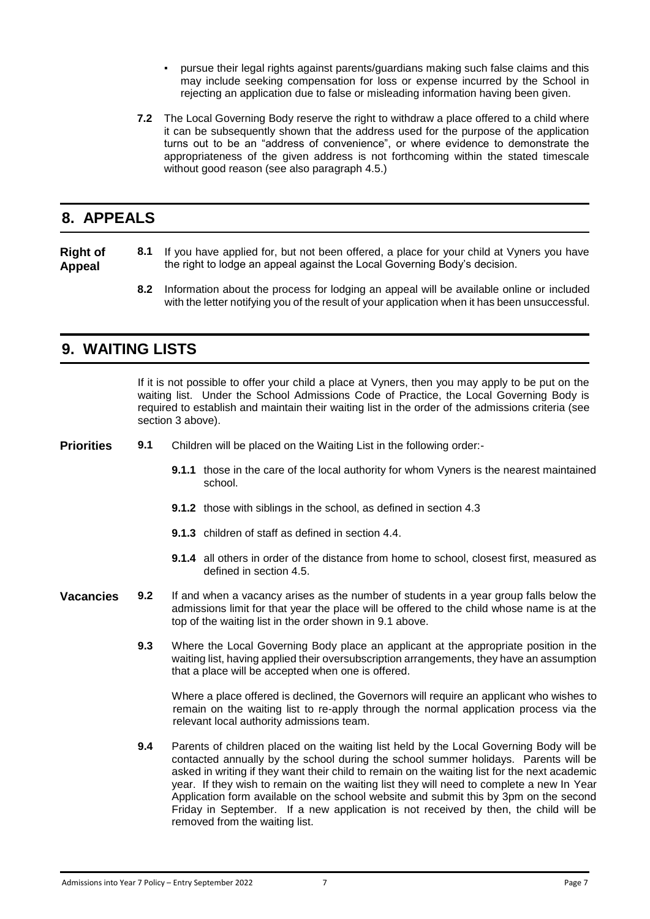- pursue their legal rights against parents/guardians making such false claims and this may include seeking compensation for loss or expense incurred by the School in rejecting an application due to false or misleading information having been given.

**7.2** The Local Governing Body reserve the right to withdraw a place offered to a child where it can be subsequently shown that the address used for the purpose of the application turns out to be an "address of convenience", or where evidence to demonstrate the appropriateness of the given address is not forthcoming within the stated timescale without good reason (see also paragraph 4.5.)

## 8. APPEALS

**Right of Appeal**

**8.1** If you have applied for, but not been offered, a place for your child at Vyners you have the right to lodge an appeal against the Local Governing Body's decision.

**8.2** Information about the process for lodging an appeal will be available online or included with the letter notifying you of the result of your application when it has been unsuccessful.

## 9. WAITING LISTS

If it is not possible to offer your child a place at Vyners, then you may apply to be put on the waiting list. Under the School Admissions Code of Practice, the Local Governing Body is required to establish and maintain their waiting list in the order of the admissions criteria (see section 3 above).

**Priorities**

**9.1** Children will be placed on the Waiting List in the following order:-

**9.1.1** those in the care of the local authority for whom Vyners is the nearest maintained school.

**9.1.2** those with siblings in the school, as defined in section 4.3

**9.1.3** children of staff as defined in section 4.4.

**9.1.4** all others in order of the distance from home to school, closest first, measured as defined in section 4.5.

**Vacancies**

**9.2** If and when a vacancy arises as the number of students in a year group falls below the admissions limit for that year the place will be offered to the child whose name is at the top of the waiting list in the order shown in 9.1 above.

**9.3** Where the Local Governing Body place an applicant at the appropriate position in the waiting list, having applied their oversubscription arrangements, they have an assumption that a place will be accepted when one is offered.

Where a place offered is declined, the Governors will require an applicant who wishes to remain on the waiting list to re-apply through the normal application process via the relevant local authority admissions team.

**9.4** Parents of children placed on the waiting list held by the Local Governing Body will be contacted annually by the school during the school summer holidays. Parents will be asked in writing if they want their child to remain on the waiting list for the next academic year. If they wish to remain on the waiting list they will need to complete a new In Year Application form available on the school website and submit this by 3pm on the second Friday in September. If a new application is not received by then, the child will be removed from the waiting list.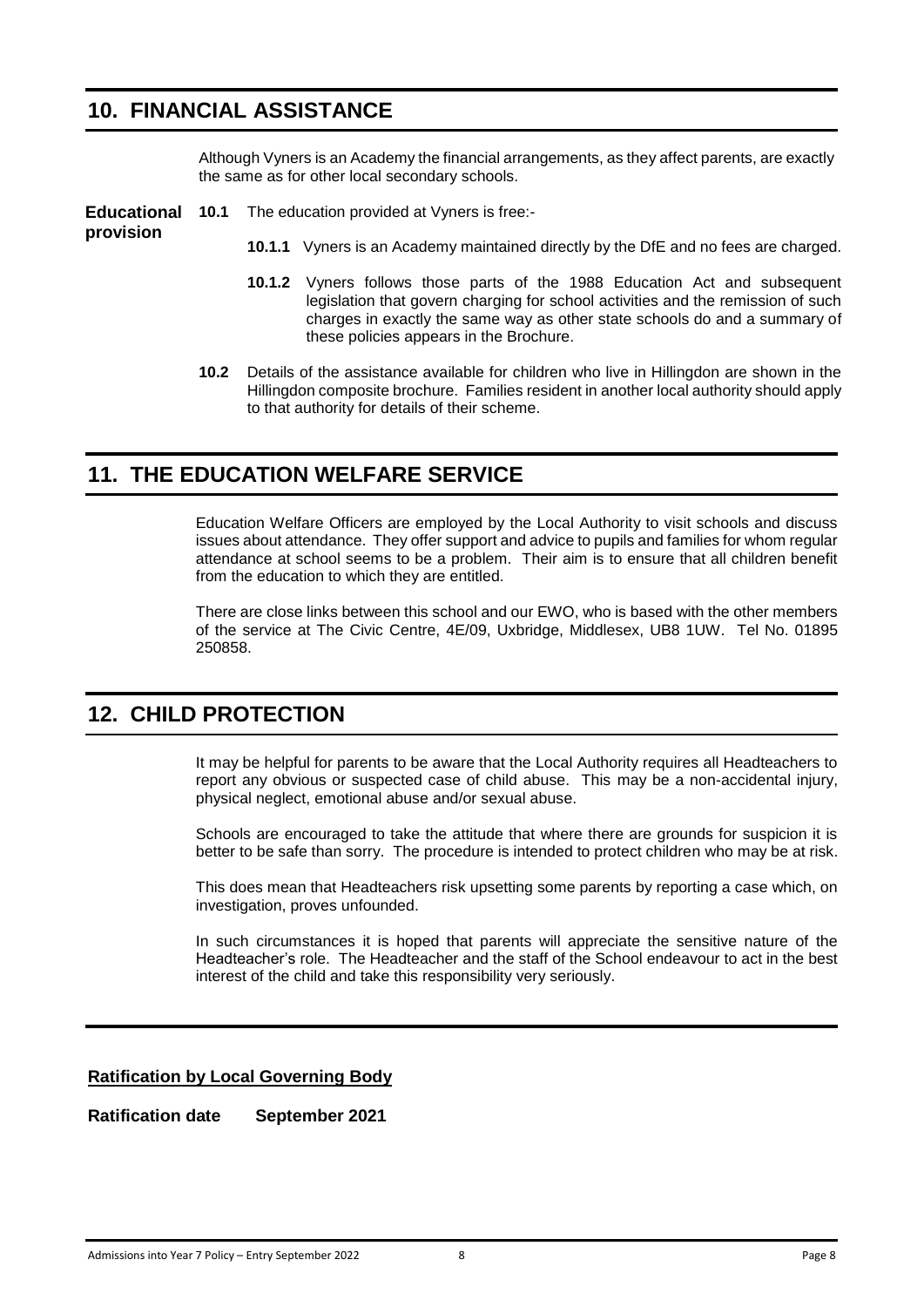## 10. FINANCIAL ASSISTANCE

Although Vyners is an Academy the financial arrangements, as they affect parents, are exactly the same as for other local secondary schools.

**Educational provision**

**10.1** The education provided at Vyners is free:-

**10.1.1** Vyners is an Academy maintained directly by the DfE and no fees are charged.

**10.1.2** Vyners follows those parts of the 1988 Education Act and subsequent legislation that govern charging for school activities and the remission of such charges in exactly the same way as other state schools do and a summary of these policies appears in the Brochure.

**10.2** Details of the assistance available for children who live in Hillingdon are shown in the Hillingdon composite brochure. Families resident in another local authority should apply to that authority for details of their scheme.

## 11. THE EDUCATION WELFARE SERVICE

Education Welfare Officers are employed by the Local Authority to visit schools and discuss issues about attendance. They offer support and advice to pupils and families for whom regular attendance at school seems to be a problem. Their aim is to ensure that all children benefit from the education to which they are entitled.

There are close links between this school and our EWO, who is based with the other members of the service at The Civic Centre, 4E/09, Uxbridge, Middlesex, UB8 1UW. Tel No. 01895 250858.

## 12. CHILD PROTECTION

It may be helpful for parents to be aware that the Local Authority requires all Headteachers to report any obvious or suspected case of child abuse. This may be a non-accidental injury, physical neglect, emotional abuse and/or sexual abuse.

Schools are encouraged to take the attitude that where there are grounds for suspicion it is better to be safe than sorry. The procedure is intended to protect children who may be at risk.

This does mean that Headteachers risk upsetting some parents by reporting a case which, on investigation, proves unfounded.

In such circumstances it is hoped that parents will appreciate the sensitive nature of the Headteacher's role. The Headteacher and the staff of the School endeavour to act in the best interest of the child and take this responsibility very seriously.

**Ratification by Local Governing Body**

**Ratification date September 2021**